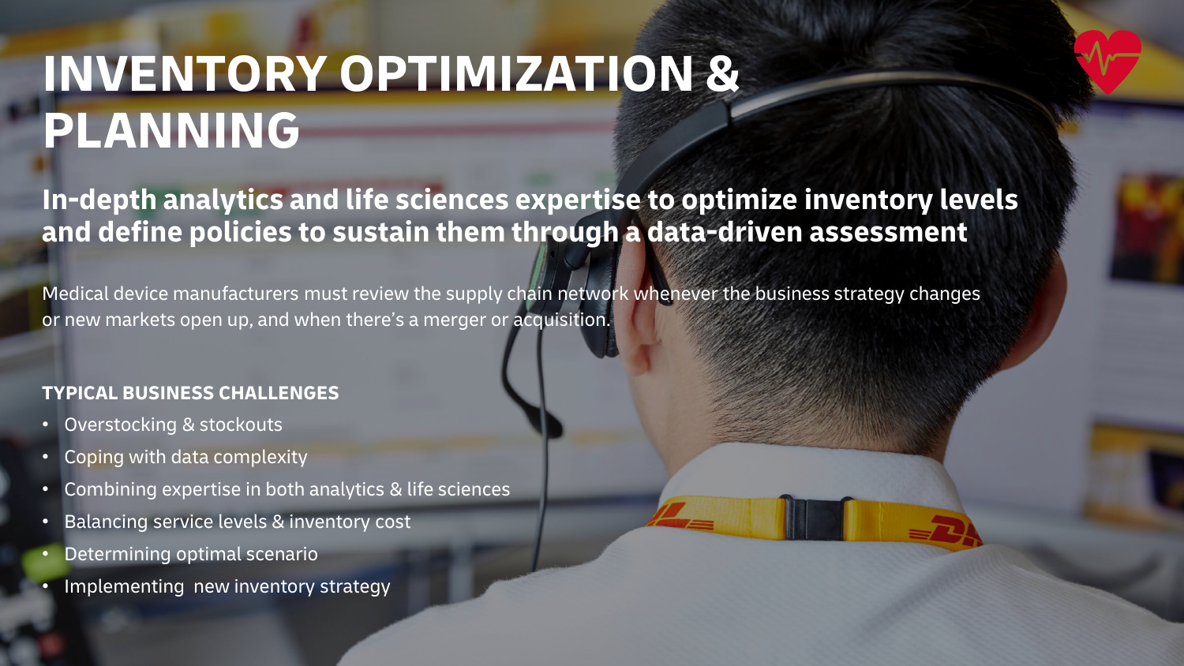# INVENTORY OPTIMIZATION & PLANNING

## In-depth analytics and life sciences expertise to optimize inventory levels and define policies to sustain them through a data-driven assessment

Medical device manufacturers must review the supply chain network whenever the business strategy changes or new markets open up, and when there's a merger or acquisition.

### TYPICAL BUSINESS CHALLENGES

- Overstocking & stockouts
- Coping with data complexity
- Combining expertise in both analytics & life sciences
- Balancing service levels & inventory cost
- Determining optimal scenario
- Implementing new inventory strategy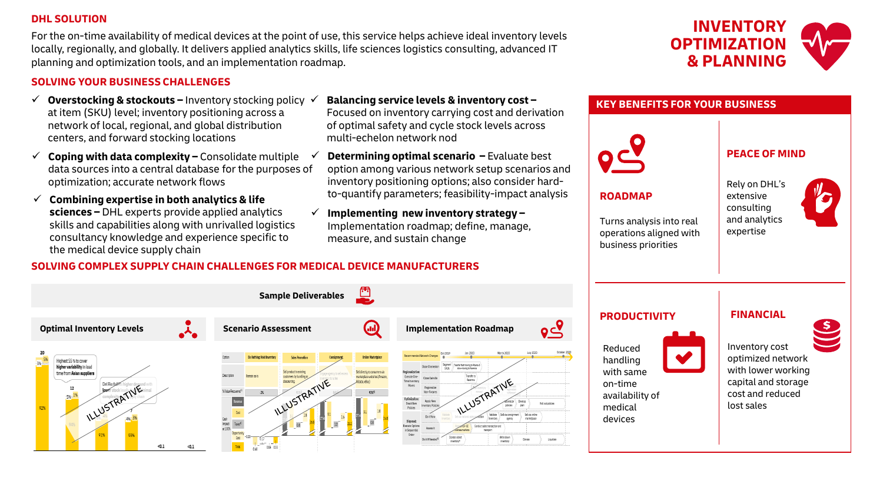# INVENTORY OPTIMIZATION & PLANNING

## DHL SOLUTION

For the on-time availability of medical devices at the point of use, this service helps achieve ideal inventory levels locally, regionally, and globally. It delivers applied analytics skills, life sciences logistics consulting, advanced IT planning and optimization tools, and an implementation roadmap.

## SOLVING YOUR BUSINESS CHALLENGES

- ✓ **Overstocking & stockouts –** Inventory stocking policy at item (SKU) level; inventory positioning across a network of local, regional, and global distribution centers, and forward stocking locations
- ✓ **Coping with data complexity –** Consolidate multiple data sources into a central database for the purposes of optimization; accurate network flows
- ✓ **Combining expertise in both analytics & life sciences –** DHL experts provide applied analytics skills and capabilities along with unrivalled logistics consultancy knowledge and experience specific to the medical device supply chain
- ✓ **Balancing service levels & inventory cost –** Focused on inventory carrying cost and derivation of optimal safety and cycle stock levels across multi-echelon network nod
- ✓ **Determining optimal scenario –** Evaluate best option among various network setup scenarios and inventory positioning options; also consider hard-to-quantify parameters; feasibility-impact analysis
- ✓ **Implementing new inventory strategy –** Implementation roadmap; define, manage, measure, and sustain change

## SOLVING COMPLEX SUPPLY CHAIN CHALLENGES FOR MEDICAL DEVICE MANUFACTURERS

**Sample Deliverables**

**Optimal Inventory Levels**

ILLUSTRATIVE

**Scenario Assessment**

ILLUSTRATIVE

**Implementation Roadmap**

ILLUSTRATIVE

## KEY BENEFITS FOR YOUR BUSINESS

### ROADMAP

Turns analysis into real operations aligned with business priorities

### PEACE OF MIND

Rely on DHL's extensive consulting and analytics expertise

### PRODUCTIVITY

Reduced handling with same on-time availability of medical devices

### FINANCIAL

Inventory cost optimized network with lower working capital and storage cost and reduced lost sales